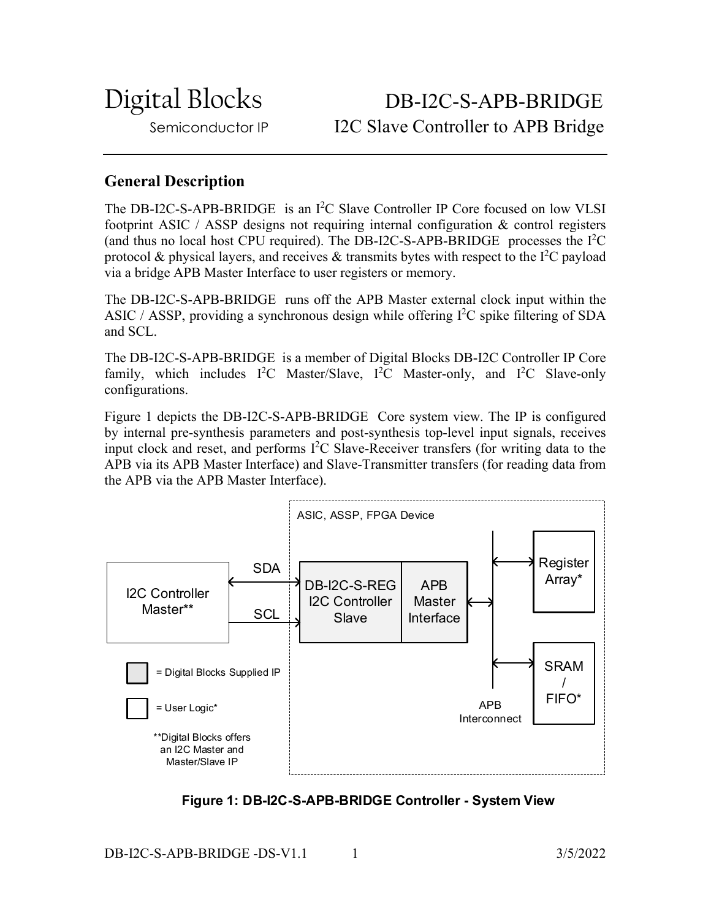# Digital Blocks

Semiconductor IP

# DB-I2C-S-APB-BRIDGE

I2C Slave Controller to APB Bridge

## General Description

The DB-I2C-S-APB-BRIDGE is an $I^2C$ Slave Controller IP Core focused on low VLSI footprint ASIC / ASSP designs not requiring internal configuration & control registers (and thus no local host CPU required). The DB-I2C-S-APB-BRIDGE processes the $I^2C$ protocol & physical layers, and receives & transmits bytes with respect to the $I^2C$ payload via a bridge APB Master Interface to user registers or memory.

The DB-I2C-S-APB-BRIDGE runs off the APB Master external clock input within the ASIC / ASSP, providing a synchronous design while offering $I^2C$ spike filtering of SDA and SCL.

The DB-I2C-S-APB-BRIDGE is a member of Digital Blocks DB-I2C Controller IP Core family, which includes $I^2C$ Master/Slave, $I^2C$ Master-only, and $I^2C$ Slave-only configurations.

Figure 1 depicts the DB-I2C-S-APB-BRIDGE Core system view. The IP is configured by internal pre-synthesis parameters and post-synthesis top-level input signals, receives input clock and reset, and performs $I^2C$ Slave-Receiver transfers (for writing data to the APB via its APB Master Interface) and Slave-Transmitter transfers (for reading data from the APB via the APB Master Interface).

ASIC, ASSP, FPGA Device

I2C Controller Master** — SDA, SCL — DB-I2C-S-REG I2C Controller Slave | APB Master Interface — APB Interconnect — Register Array*, SRAM / FIFO*

= Digital Blocks Supplied IP

= User Logic*

**Digital Blocks offers an I2C Master and Master/Slave IP

**Figure 1: DB-I2C-S-APB-BRIDGE Controller - System View**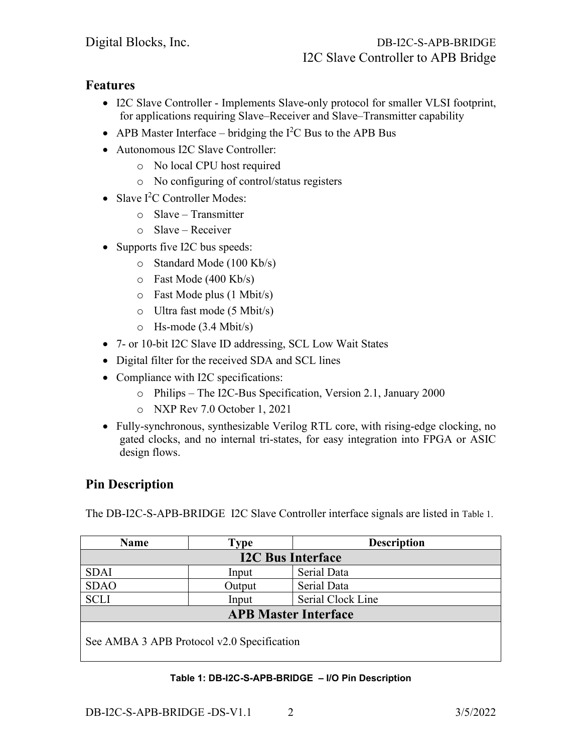## Features

- I2C Slave Controller - Implements Slave-only protocol for smaller VLSI footprint, for applications requiring Slave–Receiver and Slave–Transmitter capability
- APB Master Interface – bridging the I$^2$C Bus to the APB Bus
- Autonomous I2C Slave Controller:
  - No local CPU host required
  - No configuring of control/status registers
- Slave I$^2$C Controller Modes:
  - Slave – Transmitter
  - Slave – Receiver
- Supports five I2C bus speeds:
  - Standard Mode (100 Kb/s)
  - Fast Mode (400 Kb/s)
  - Fast Mode plus (1 Mbit/s)
  - Ultra fast mode (5 Mbit/s)
  - Hs-mode (3.4 Mbit/s)
- 7- or 10-bit I2C Slave ID addressing, SCL Low Wait States
- Digital filter for the received SDA and SCL lines
- Compliance with I2C specifications:
  - Philips – The I2C-Bus Specification, Version 2.1, January 2000
  - NXP Rev 7.0 October 1, 2021
- Fully-synchronous, synthesizable Verilog RTL core, with rising-edge clocking, no gated clocks, and no internal tri-states, for easy integration into FPGA or ASIC design flows.

## Pin Description

The DB-I2C-S-APB-BRIDGE I2C Slave Controller interface signals are listed in Table 1.

| Name | Type | Description |
|---|---|---|
| **I2C Bus Interface** | | |
| SDAI | Input | Serial Data |
| SDAO | Output | Serial Data |
| SCLI | Input | Serial Clock Line |
| **APB Master Interface** | | |
| See AMBA 3 APB Protocol v2.0 Specification | | |

**Table 1: DB-I2C-S-APB-BRIDGE – I/O Pin Description**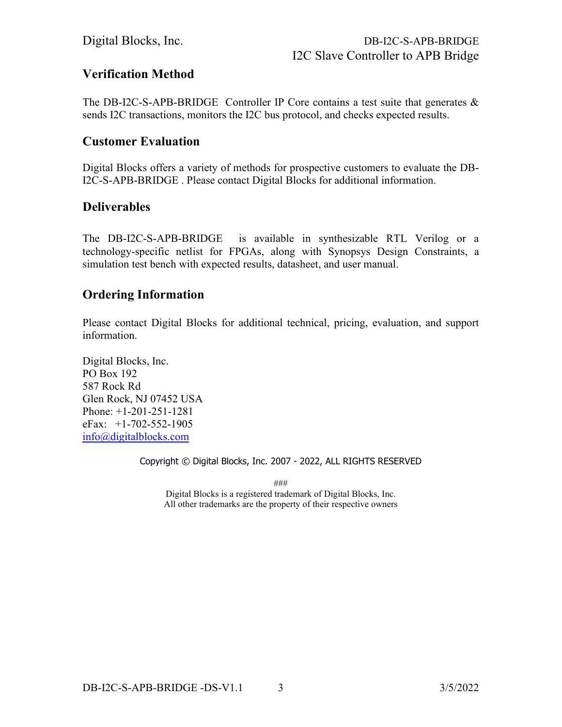## Verification Method

The DB-I2C-S-APB-BRIDGE Controller IP Core contains a test suite that generates & sends I2C transactions, monitors the I2C bus protocol, and checks expected results.

## Customer Evaluation

Digital Blocks offers a variety of methods for prospective customers to evaluate the DB-I2C-S-APB-BRIDGE . Please contact Digital Blocks for additional information.

## Deliverables

The DB-I2C-S-APB-BRIDGE is available in synthesizable RTL Verilog or a technology-specific netlist for FPGAs, along with Synopsys Design Constraints, a simulation test bench with expected results, datasheet, and user manual.

## Ordering Information

Please contact Digital Blocks for additional technical, pricing, evaluation, and support information.

Digital Blocks, Inc.
PO Box 192
587 Rock Rd
Glen Rock, NJ 07452 USA
Phone: +1-201-251-1281
eFax: +1-702-552-1905
info@digitalblocks.com

Copyright © Digital Blocks, Inc. 2007 - 2022, ALL RIGHTS RESERVED

###
Digital Blocks is a registered trademark of Digital Blocks, Inc.
All other trademarks are the property of their respective owners